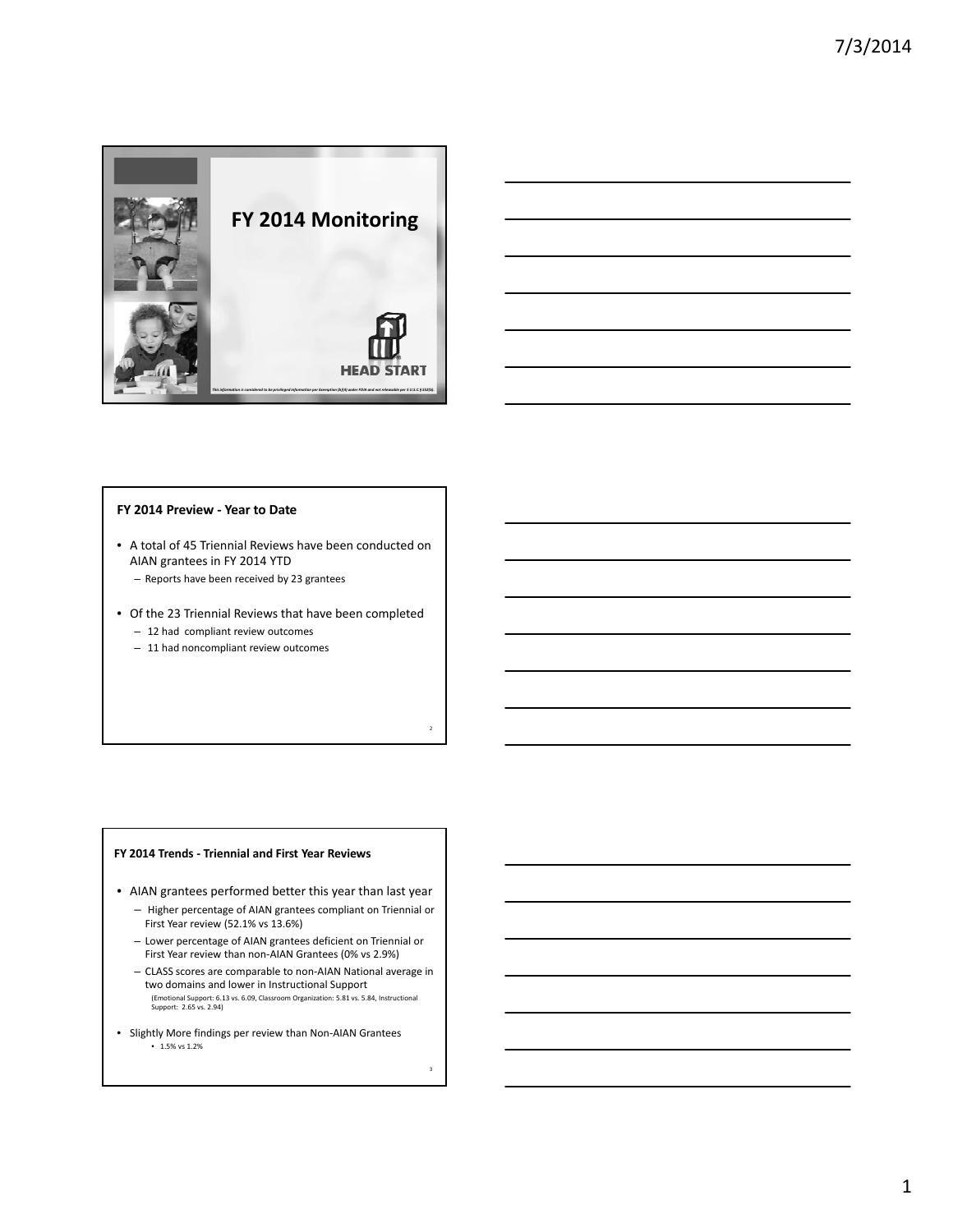# FY 2014 Monitoring

HEAD START

*This information is considered to be privileged information per Exemption (b)(4) under FOIA and not releasable per 5 U.S.C § 552(b).*

## FY 2014 Preview - Year to Date

- A total of 45 Triennial Reviews have been conducted on AIAN grantees in FY 2014 YTD
  - Reports have been received by 23 grantees
- Of the 23 Triennial Reviews that have been completed
  - 12 had compliant review outcomes
  - 11 had noncompliant review outcomes

## FY 2014 Trends - Triennial and First Year Reviews

- AIAN grantees performed better this year than last year
  - Higher percentage of AIAN grantees compliant on Triennial or First Year review (52.1% vs 13.6%)
  - Lower percentage of AIAN grantees deficient on Triennial or First Year review than non-AIAN Grantees (0% vs 2.9%)
  - CLASS scores are comparable to non-AIAN National average in two domains and lower in Instructional Support
    (Emotional Support: 6.13 vs. 6.09, Classroom Organization: 5.81 vs. 5.84, Instructional Support: 2.65 vs. 2.94)
- Slightly More findings per review than Non-AIAN Grantees
  - 1.5% vs 1.2%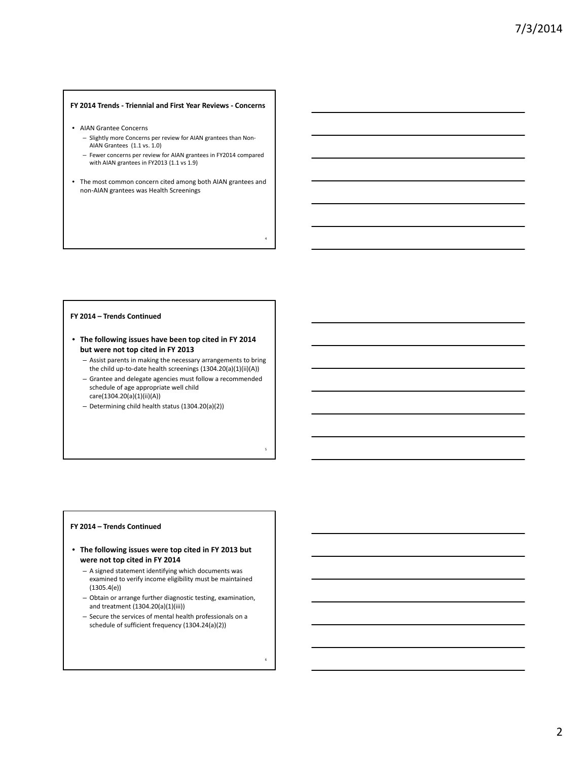## FY 2014 Trends - Triennial and First Year Reviews - Concerns

- AIAN Grantee Concerns
  - Slightly more Concerns per review for AIAN grantees than Non-AIAN Grantees (1.1 vs. 1.0)
  - Fewer concerns per review for AIAN grantees in FY2014 compared with AIAN grantees in FY2013 (1.1 vs 1.9)
- The most common concern cited among both AIAN grantees and non-AIAN grantees was Health Screenings

## FY 2014 – Trends Continued

- **The following issues have been top cited in FY 2014 but were not top cited in FY 2013**
  - Assist parents in making the necessary arrangements to bring the child up-to-date health screenings (1304.20(a)(1)(ii)(A))
  - Grantee and delegate agencies must follow a recommended schedule of age appropriate well child care(1304.20(a)(1)(ii)(A))
  - Determining child health status (1304.20(a)(2))

## FY 2014 – Trends Continued

- **The following issues were top cited in FY 2013 but were not top cited in FY 2014**
  - A signed statement identifying which documents was examined to verify income eligibility must be maintained (1305.4(e))
  - Obtain or arrange further diagnostic testing, examination, and treatment (1304.20(a)(1)(iii))
  - Secure the services of mental health professionals on a schedule of sufficient frequency (1304.24(a)(2))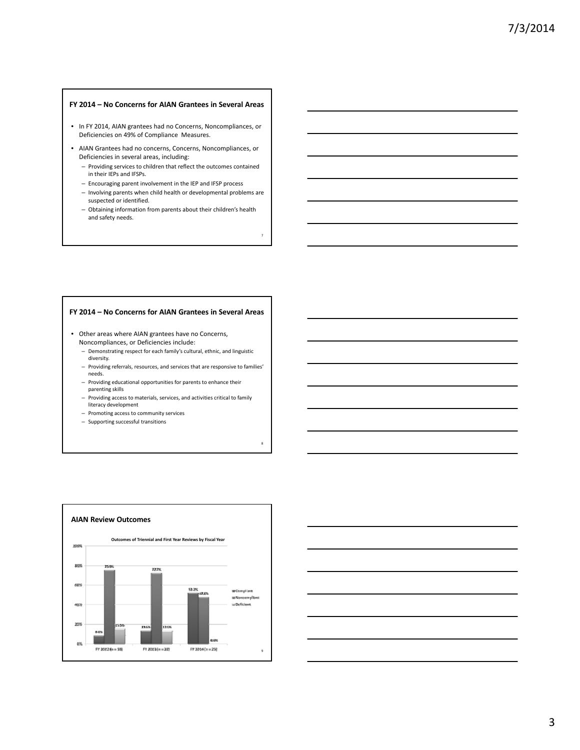## FY 2014 – No Concerns for AIAN Grantees in Several Areas

- In FY 2014, AIAN grantees had no Concerns, Noncompliances, or Deficiencies on 49% of Compliance Measures.
- AIAN Grantees had no concerns, Concerns, Noncompliances, or Deficiencies in several areas, including:
  - Providing services to children that reflect the outcomes contained in their IEPs and IFSPs.
  - Encouraging parent involvement in the IEP and IFSP process
  - Involving parents when child health or developmental problems are suspected or identified.
  - Obtaining information from parents about their children's health and safety needs.

## FY 2014 – No Concerns for AIAN Grantees in Several Areas

- Other areas where AIAN grantees have no Concerns, Noncompliances, or Deficiencies include:
  - Demonstrating respect for each family's cultural, ethnic, and linguistic diversity.
  - Providing referrals, resources, and services that are responsive to families' needs.
  - Providing educational opportunities for parents to enhance their parenting skills
  - Providing access to materials, services, and activities critical to family literacy development
  - Promoting access to community services
  - Supporting successful transitions

## AIAN Review Outcomes

**Outcomes of Triennial and First Year Reviews by Fiscal Year**

| Fiscal Year | Compliant | Noncompliant | Deficient |
|---|---|---|---|
| FY 2012 (n = 58) | 8.6% | 75.9% | 15.5% |
| FY 2013 (n = 22) | 13.6% | 72.7% | 13.6% |
| FY 2014 (n = 23) | 52.2% | 47.8% | 0.0% |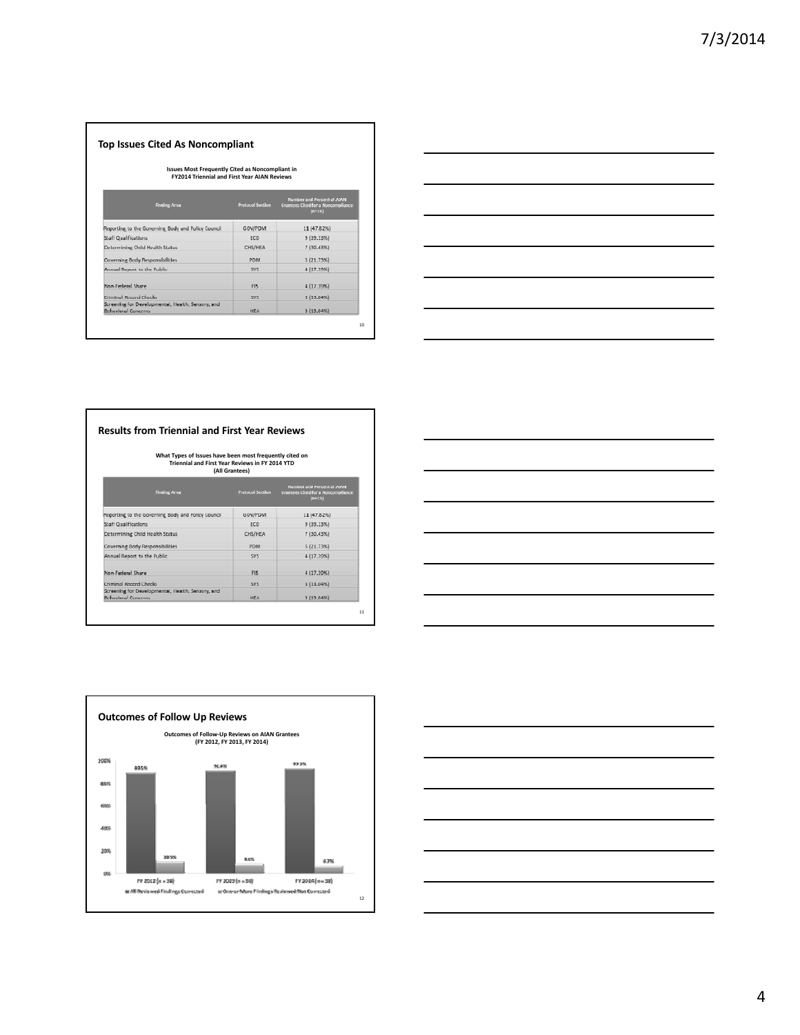## Top Issues Cited As Noncompliant

**Issues Most Frequently Cited as Noncompliant in FY2014 Triennial and First Year AIAN Reviews**

| Finding Area | Protocol Section | Number and Percent of AIAN Grantees Cited for a Noncompliance (n=23) |
|---|---|---|
| Reporting to the Governing Body and Policy Council | GOV/PDM | 11 (47.82%) |
| Staff Qualifications | ECD | 9 (39.13%) |
| Determining Child Health Status | CHS/HEA | 7 (30.43%) |
| Governing Body Responsibilities | PDM | 5 (21.73%) |
| Annual Report to the Public | SYS | 4 (17.39%) |
| Non-Federal Share | FIS | 4 (17.39%) |
| Criminal Record Checks | SYS | 3 (13.04%) |
| Screening for Developmental, Health, Sensory, and Behavioral Concerns | HEA | 3 (13.04%) |

## Results from Triennial and First Year Reviews

**What Types of Issues have been most frequently cited on Triennial and First Year Reviews in FY 2014 YTD (All Grantees)**

| Finding Area | Protocol Section | Number and Percent of AIAN Grantees Cited for a Noncompliance (n=23) |
|---|---|---|
| Reporting to the Governing Body and Policy Council | GOV/PDM | 11 (47.82%) |
| Staff Qualifications | ECD | 9 (39.13%) |
| Determining Child Health Status | CHS/HEA | 7 (30.43%) |
| Governing Body Responsibilities | PDM | 5 (21.73%) |
| Annual Report to the Public | SYS | 4 (17.39%) |
| Non-Federal Share | FIS | 4 (17.39%) |
| Criminal Record Checks | SYS | 3 (13.04%) |
| Screening for Developmental, Health, Sensory, and Behavioral Concerns | HEA | 3 (13.04%) |

## Outcomes of Follow Up Reviews

**Outcomes of Follow-Up Reviews on AIAN Grantees (FY 2012, FY 2013, FY 2014)**

| | All Reviewed Findings Corrected | One or More Findings Reviewed Not Corrected |
|---|---|---|
| FY 2012 (n = 38) | 89.5% | 10.5% |
| FY 2013 (n = 56) | 91.4% | 8.6% |
| FY 2014 (n = 38) | 93.7% | 6.3% |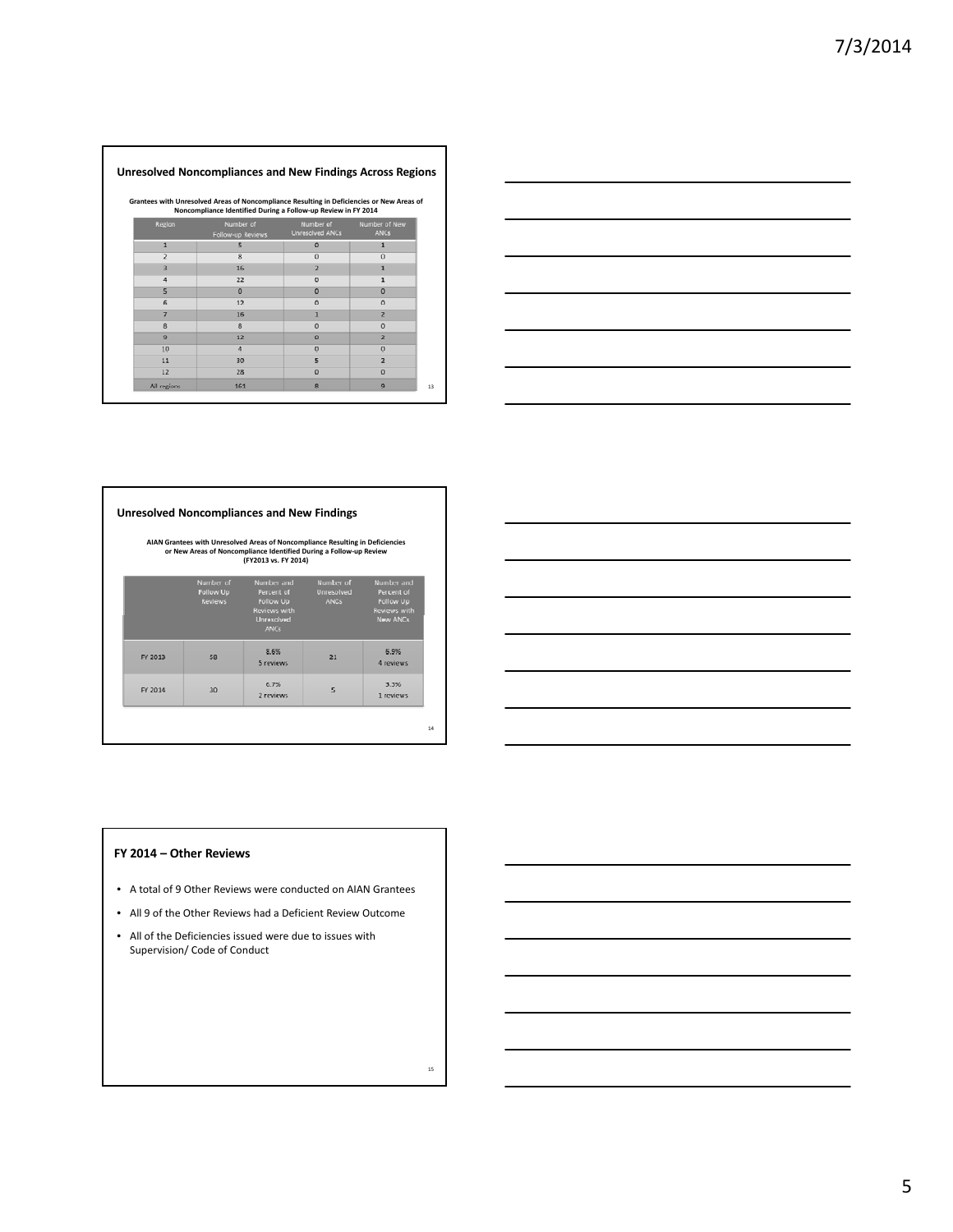## Unresolved Noncompliances and New Findings Across Regions

**Grantees with Unresolved Areas of Noncompliance Resulting in Deficiencies or New Areas of Noncompliance Identified During a Follow-up Review in FY 2014**

| Region | Number of Follow-up Reviews | Number of Unresolved ANCs | Number of New ANCs |
|---|---|---|---|
| 1 | 5 | 0 | 1 |
| 2 | 8 | 0 | 0 |
| 3 | 16 | 2 | 1 |
| 4 | 22 | 0 | 1 |
| 5 | 0 | 0 | 0 |
| 6 | 12 | 0 | 0 |
| 7 | 16 | 1 | 2 |
| 8 | 8 | 0 | 0 |
| 9 | 12 | 0 | 2 |
| 10 | 4 | 0 | 0 |
| 11 | 30 | 5 | 2 |
| 12 | 28 | 0 | 0 |
| All regions | 161 | 8 | 9 |

## Unresolved Noncompliances and New Findings

**AIAN Grantees with Unresolved Areas of Noncompliance Resulting in Deficiencies or New Areas of Noncompliance Identified During a Follow-up Review (FY2013 vs. FY 2014)**

| | Number of Follow Up Reviews | Number and Percent of Follow Up Reviews with Unresolved ANCs | Number of Unresolved ANCs | Number and Percent of Follow Up Reviews with New ANCs |
|---|---|---|---|---|
| FY 2013 | 58 | 8.6% 5 reviews | 21 | 6.9% 4 reviews |
| FY 2014 | 30 | 6.7% 2 reviews | 5 | 3.3% 1 reviews |

## FY 2014 – Other Reviews

- A total of 9 Other Reviews were conducted on AIAN Grantees
- All 9 of the Other Reviews had a Deficient Review Outcome
- All of the Deficiencies issued were due to issues with Supervision/ Code of Conduct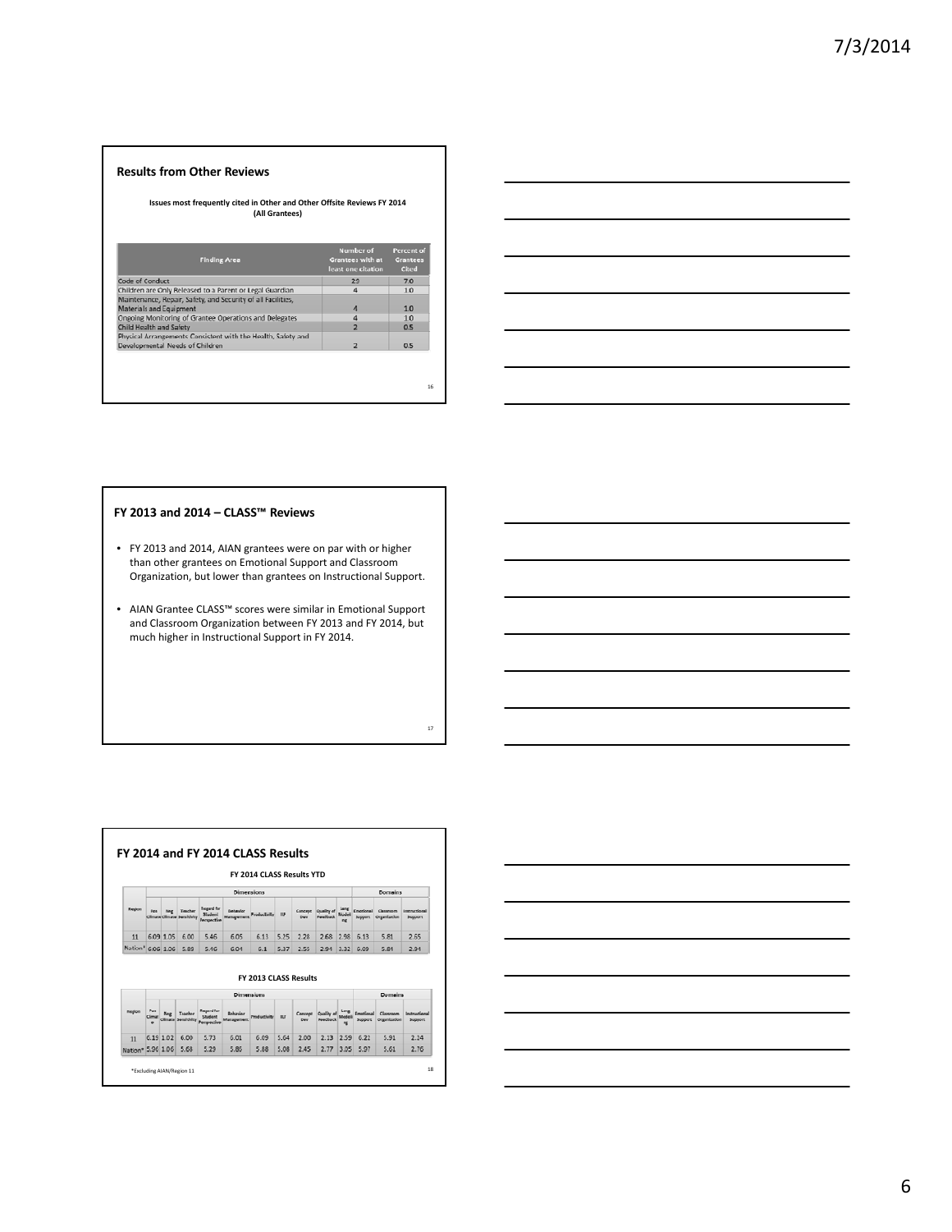## Results from Other Reviews

**Issues most frequently cited in Other and Other Offsite Reviews FY 2014 (All Grantees)**

| Finding Area | Number of Grantees with at least one citation | Percent of Grantees Cited |
|---|---|---|
| Code of Conduct | 29 | 7.0 |
| Children are Only Released to a Parent or Legal Guardian | 4 | 1.0 |
| Maintenance, Repair, Safety, and Security of all Facilities, Materials and Equipment | 4 | 1.0 |
| Ongoing Monitoring of Grantee Operations and Delegates | 4 | 1.0 |
| Child Health and Safety | 2 | 0.5 |
| Physical Arrangements Consistent with the Health, Safety and Developmental Needs of Children | 2 | 0.5 |

## FY 2013 and 2014 – CLASS™ Reviews

- FY 2013 and 2014, AIAN grantees were on par with or higher than other grantees on Emotional Support and Classroom Organization, but lower than grantees on Instructional Support.
- AIAN Grantee CLASS™ scores were similar in Emotional Support and Classroom Organization between FY 2013 and FY 2014, but much higher in Instructional Support in FY 2014.

## FY 2014 and FY 2014 CLASS Results

**FY 2014 CLASS Results YTD**

| Region | Dimensions | | | | | | | | | | Domains | | |
|---|---|---|---|---|---|---|---|---|---|---|---|---|---|
| | Pos Climate | Neg Climate | Teacher Sensitivity | Regard for Student Perspective | Behavior Management | Productivity | ILF | Concept Dev | Quality of Feedback | Lang Modeling | Emotional Support | Classroom Organization | Instructional Support |
| 11 | 6.09 | 1.05 | 6.00 | 5.46 | 6.05 | 6.13 | 5.25 | 2.28 | 2.68 | 2.98 | 6.13 | 5.81 | 2.65 |
| Nation* | 6.06 | 1.06 | 5.88 | 5.46 | 6.04 | 6.1 | 5.37 | 2.55 | 2.94 | 3.32 | 6.09 | 5.84 | 2.94 |

**FY 2013 CLASS Results**

| Region | Dimensions | | | | | | | | | | Domains | | |
|---|---|---|---|---|---|---|---|---|---|---|---|---|---|
| | Pos Climate | Neg Climate | Teacher Sensitivity | Regard for Student Perspective | Behavior Management | Productivity | ILF | Concept Dev | Quality of Feedback | Lang Modeling | Emotional Support | Classroom Organization | Instructional Support |
| 11 | 6.19 | 1.02 | 6.09 | 5.73 | 6.01 | 6.09 | 5.64 | 2.00 | 2.13 | 2.59 | 6.22 | 5.91 | 2.24 |
| Nation* | 5.96 | 1.06 | 5.68 | 5.29 | 5.86 | 5.88 | 5.08 | 2.45 | 2.77 | 3.05 | 5.97 | 5.61 | 2.76 |

*Excluding AIAN/Region 11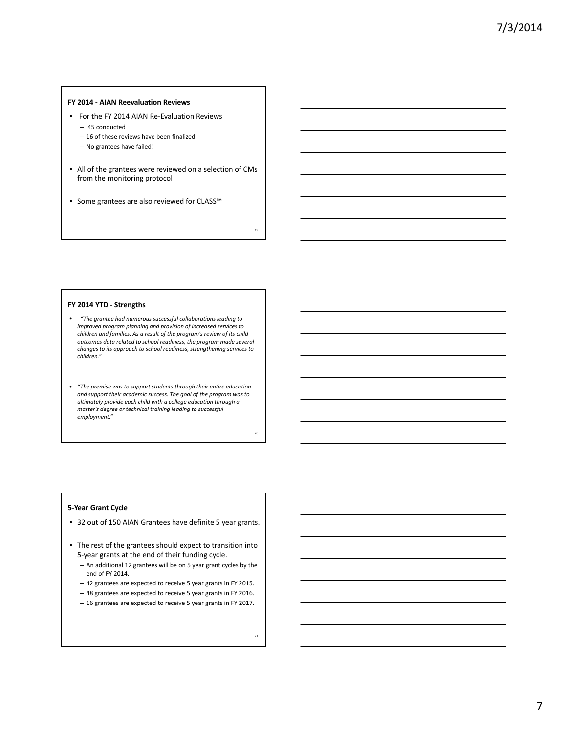## FY 2014 - AIAN Reevaluation Reviews

- For the FY 2014 AIAN Re-Evaluation Reviews
  - 45 conducted
  - 16 of these reviews have been finalized
  - No grantees have failed!
- All of the grantees were reviewed on a selection of CMs from the monitoring protocol
- Some grantees are also reviewed for CLASS™

## FY 2014 YTD - Strengths

- *"The grantee had numerous successful collaborations leading to improved program planning and provision of increased services to children and families. As a result of the program's review of its child outcomes data related to school readiness, the program made several changes to its approach to school readiness, strengthening services to children."*
- *"The premise was to support students through their entire education and support their academic success. The goal of the program was to ultimately provide each child with a college education through a master's degree or technical training leading to successful employment."*

## 5-Year Grant Cycle

- 32 out of 150 AIAN Grantees have definite 5 year grants.
- The rest of the grantees should expect to transition into 5-year grants at the end of their funding cycle.
  - An additional 12 grantees will be on 5 year grant cycles by the end of FY 2014.
  - 42 grantees are expected to receive 5 year grants in FY 2015.
  - 48 grantees are expected to receive 5 year grants in FY 2016.
  - 16 grantees are expected to receive 5 year grants in FY 2017.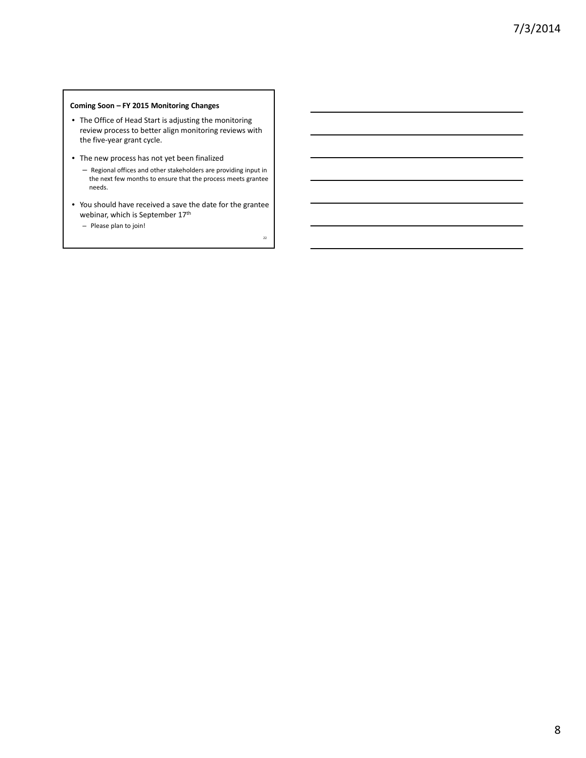**Coming Soon – FY 2015 Monitoring Changes**

- The Office of Head Start is adjusting the monitoring review process to better align monitoring reviews with the five-year grant cycle.
- The new process has not yet been finalized
  - Regional offices and other stakeholders are providing input in the next few months to ensure that the process meets grantee needs.
- You should have received a save the date for the grantee webinar, which is September 17th
  - Please plan to join!